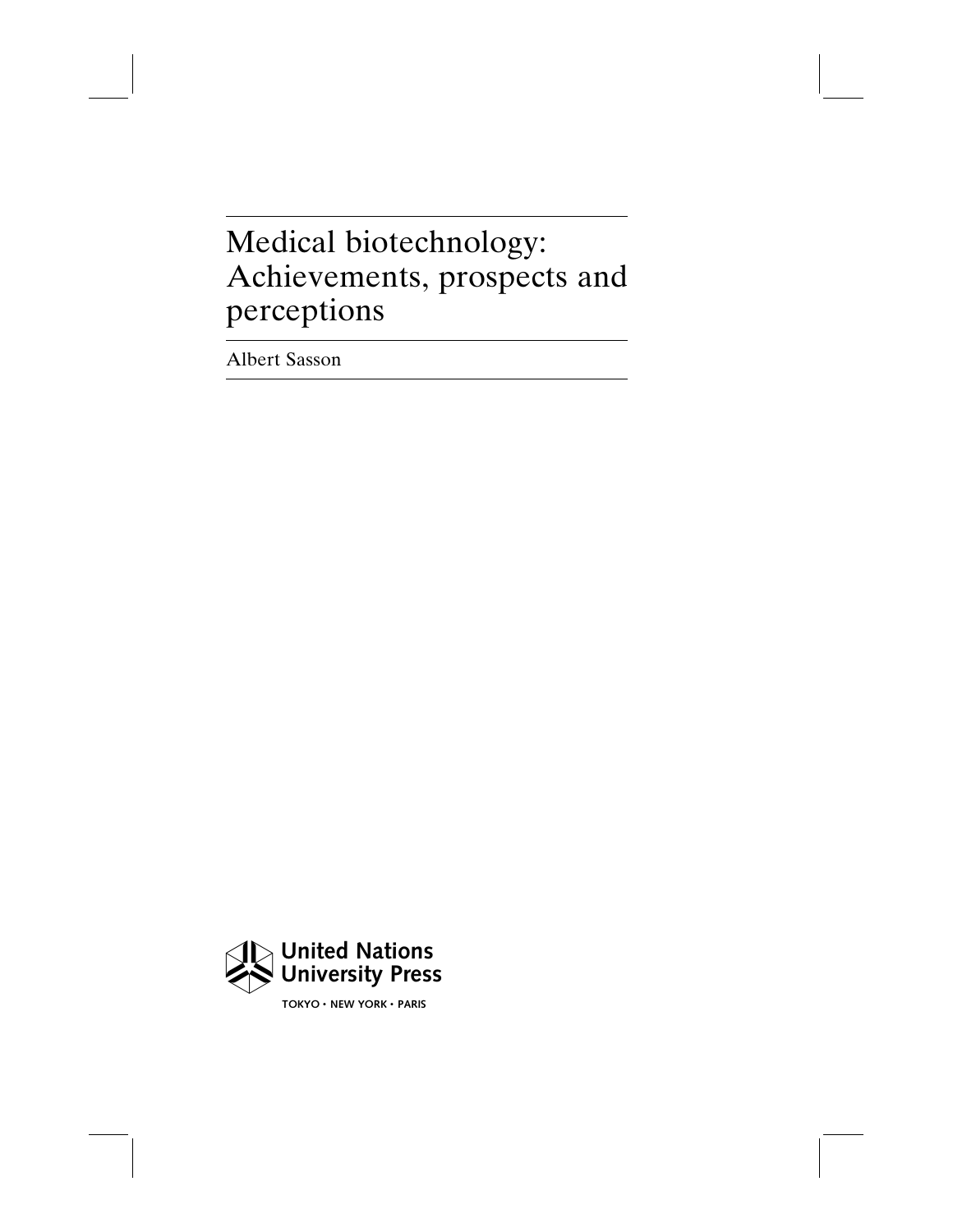# Medical biotechnology: Achievements, prospects and perceptions

Albert Sasson

United Nations University Press

TOKYO • NEW YORK • PARIS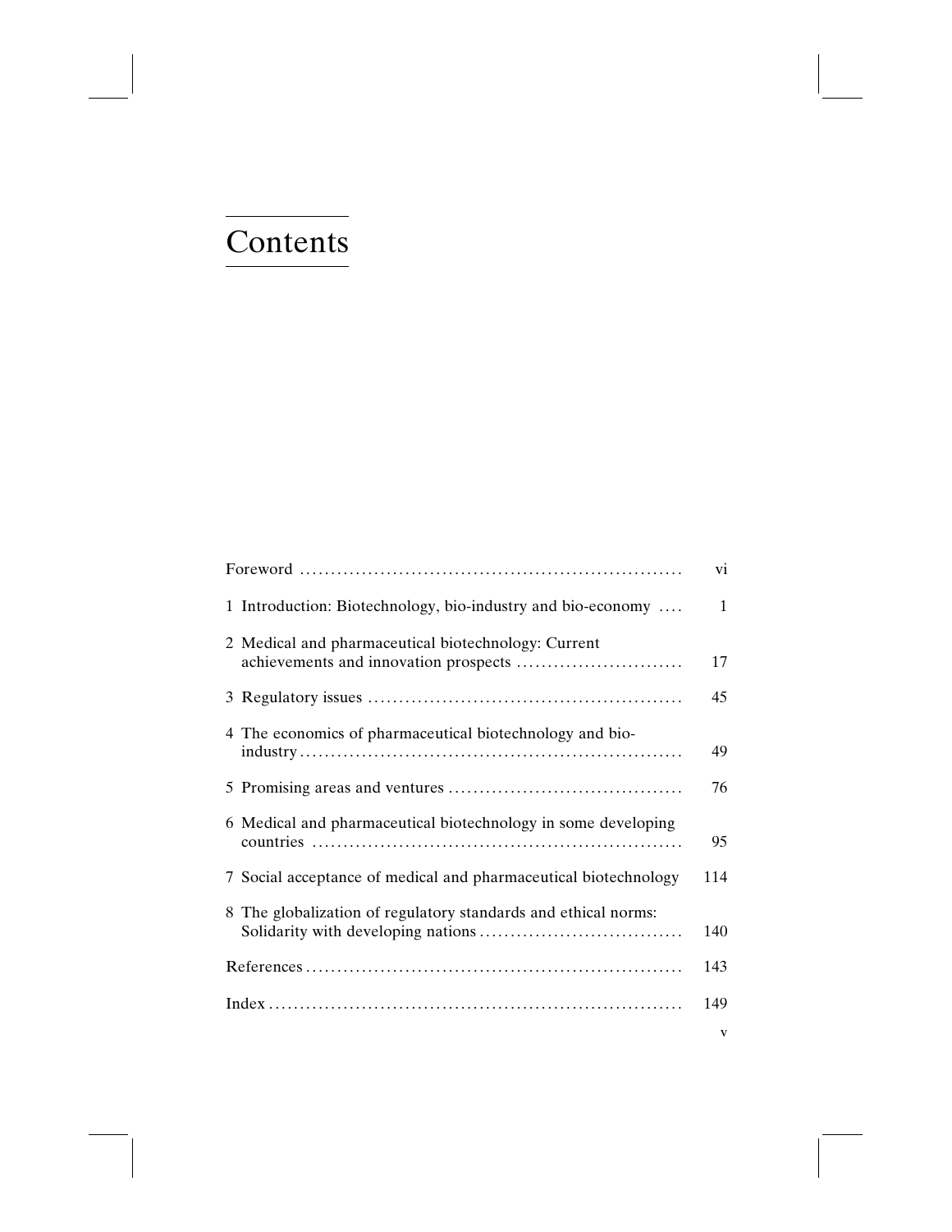# Contents

| | |
|---|---|
| Foreword | vi |
| 1 Introduction: Biotechnology, bio-industry and bio-economy | 1 |
| 2 Medical and pharmaceutical biotechnology: Current achievements and innovation prospects | 17 |
| 3 Regulatory issues | 45 |
| 4 The economics of pharmaceutical biotechnology and bio-industry | 49 |
| 5 Promising areas and ventures | 76 |
| 6 Medical and pharmaceutical biotechnology in some developing countries | 95 |
| 7 Social acceptance of medical and pharmaceutical biotechnology | 114 |
| 8 The globalization of regulatory standards and ethical norms: Solidarity with developing nations | 140 |
| References | 143 |
| Index | 149 |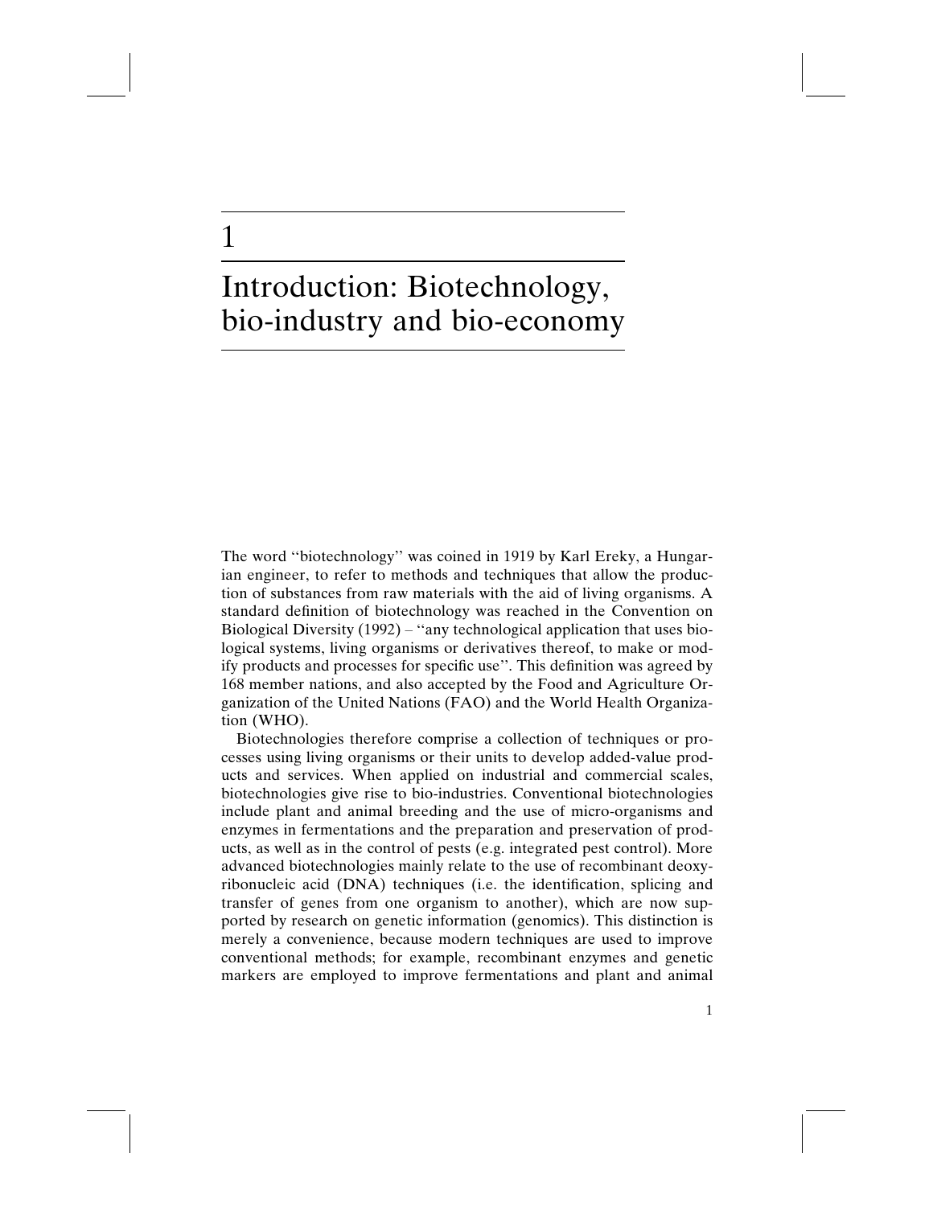# 1

# Introduction: Biotechnology, bio-industry and bio-economy

The word "biotechnology" was coined in 1919 by Karl Ereky, a Hungarian engineer, to refer to methods and techniques that allow the production of substances from raw materials with the aid of living organisms. A standard definition of biotechnology was reached in the Convention on Biological Diversity (1992) – "any technological application that uses biological systems, living organisms or derivatives thereof, to make or modify products and processes for specific use". This definition was agreed by 168 member nations, and also accepted by the Food and Agriculture Organization of the United Nations (FAO) and the World Health Organization (WHO).

Biotechnologies therefore comprise a collection of techniques or processes using living organisms or their units to develop added-value products and services. When applied on industrial and commercial scales, biotechnologies give rise to bio-industries. Conventional biotechnologies include plant and animal breeding and the use of micro-organisms and enzymes in fermentations and the preparation and preservation of products, as well as in the control of pests (e.g. integrated pest control). More advanced biotechnologies mainly relate to the use of recombinant deoxyribonucleic acid (DNA) techniques (i.e. the identification, splicing and transfer of genes from one organism to another), which are now supported by research on genetic information (genomics). This distinction is merely a convenience, because modern techniques are used to improve conventional methods; for example, recombinant enzymes and genetic markers are employed to improve fermentations and plant and animal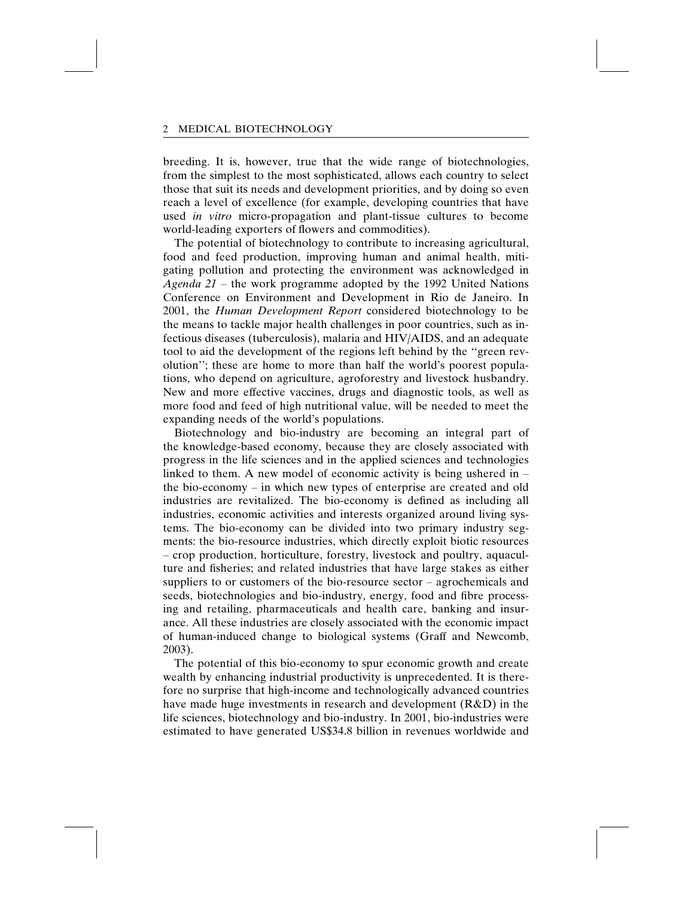breeding. It is, however, true that the wide range of biotechnologies, from the simplest to the most sophisticated, allows each country to select those that suit its needs and development priorities, and by doing so even reach a level of excellence (for example, developing countries that have used *in vitro* micro-propagation and plant-tissue cultures to become world-leading exporters of flowers and commodities).

The potential of biotechnology to contribute to increasing agricultural, food and feed production, improving human and animal health, mitigating pollution and protecting the environment was acknowledged in *Agenda 21* – the work programme adopted by the 1992 United Nations Conference on Environment and Development in Rio de Janeiro. In 2001, the *Human Development Report* considered biotechnology to be the means to tackle major health challenges in poor countries, such as infectious diseases (tuberculosis), malaria and HIV/AIDS, and an adequate tool to aid the development of the regions left behind by the ''green revolution''; these are home to more than half the world's poorest populations, who depend on agriculture, agroforestry and livestock husbandry. New and more effective vaccines, drugs and diagnostic tools, as well as more food and feed of high nutritional value, will be needed to meet the expanding needs of the world's populations.

Biotechnology and bio-industry are becoming an integral part of the knowledge-based economy, because they are closely associated with progress in the life sciences and in the applied sciences and technologies linked to them. A new model of economic activity is being ushered in – the bio-economy – in which new types of enterprise are created and old industries are revitalized. The bio-economy is defined as including all industries, economic activities and interests organized around living systems. The bio-economy can be divided into two primary industry segments: the bio-resource industries, which directly exploit biotic resources – crop production, horticulture, forestry, livestock and poultry, aquaculture and fisheries; and related industries that have large stakes as either suppliers to or customers of the bio-resource sector – agrochemicals and seeds, biotechnologies and bio-industry, energy, food and fibre processing and retailing, pharmaceuticals and health care, banking and insurance. All these industries are closely associated with the economic impact of human-induced change to biological systems (Graff and Newcomb, 2003).

The potential of this bio-economy to spur economic growth and create wealth by enhancing industrial productivity is unprecedented. It is therefore no surprise that high-income and technologically advanced countries have made huge investments in research and development (R&D) in the life sciences, biotechnology and bio-industry. In 2001, bio-industries were estimated to have generated US$34.8 billion in revenues worldwide and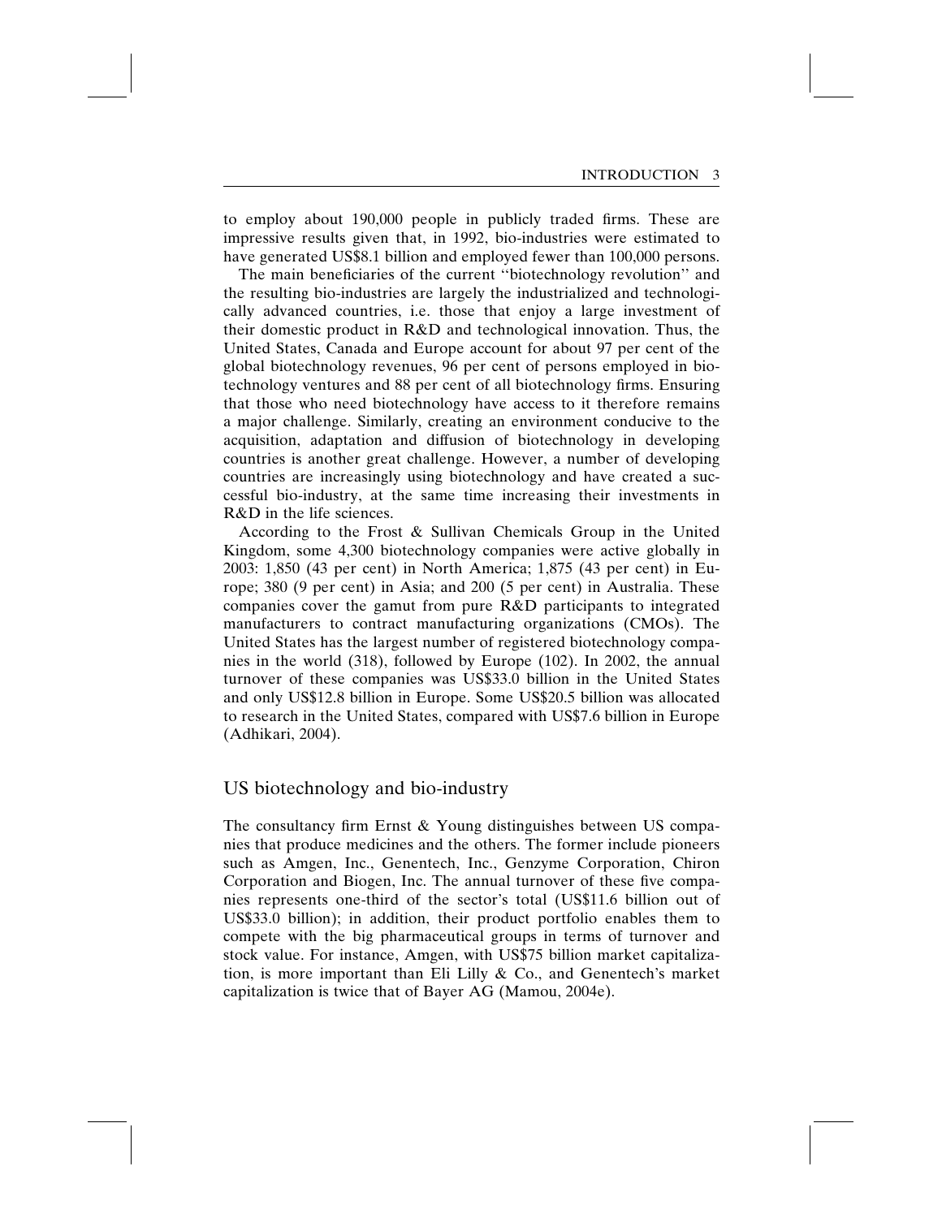to employ about 190,000 people in publicly traded firms. These are impressive results given that, in 1992, bio-industries were estimated to have generated US$8.1 billion and employed fewer than 100,000 persons.

The main beneficiaries of the current "biotechnology revolution" and the resulting bio-industries are largely the industrialized and technologically advanced countries, i.e. those that enjoy a large investment of their domestic product in R&D and technological innovation. Thus, the United States, Canada and Europe account for about 97 per cent of the global biotechnology revenues, 96 per cent of persons employed in biotechnology ventures and 88 per cent of all biotechnology firms. Ensuring that those who need biotechnology have access to it therefore remains a major challenge. Similarly, creating an environment conducive to the acquisition, adaptation and diffusion of biotechnology in developing countries is another great challenge. However, a number of developing countries are increasingly using biotechnology and have created a successful bio-industry, at the same time increasing their investments in R&D in the life sciences.

According to the Frost & Sullivan Chemicals Group in the United Kingdom, some 4,300 biotechnology companies were active globally in 2003: 1,850 (43 per cent) in North America; 1,875 (43 per cent) in Europe; 380 (9 per cent) in Asia; and 200 (5 per cent) in Australia. These companies cover the gamut from pure R&D participants to integrated manufacturers to contract manufacturing organizations (CMOs). The United States has the largest number of registered biotechnology companies in the world (318), followed by Europe (102). In 2002, the annual turnover of these companies was US$33.0 billion in the United States and only US$12.8 billion in Europe. Some US$20.5 billion was allocated to research in the United States, compared with US$7.6 billion in Europe (Adhikari, 2004).

## US biotechnology and bio-industry

The consultancy firm Ernst & Young distinguishes between US companies that produce medicines and the others. The former include pioneers such as Amgen, Inc., Genentech, Inc., Genzyme Corporation, Chiron Corporation and Biogen, Inc. The annual turnover of these five companies represents one-third of the sector's total (US$11.6 billion out of US$33.0 billion); in addition, their product portfolio enables them to compete with the big pharmaceutical groups in terms of turnover and stock value. For instance, Amgen, with US$75 billion market capitalization, is more important than Eli Lilly & Co., and Genentech's market capitalization is twice that of Bayer AG (Mamou, 2004e).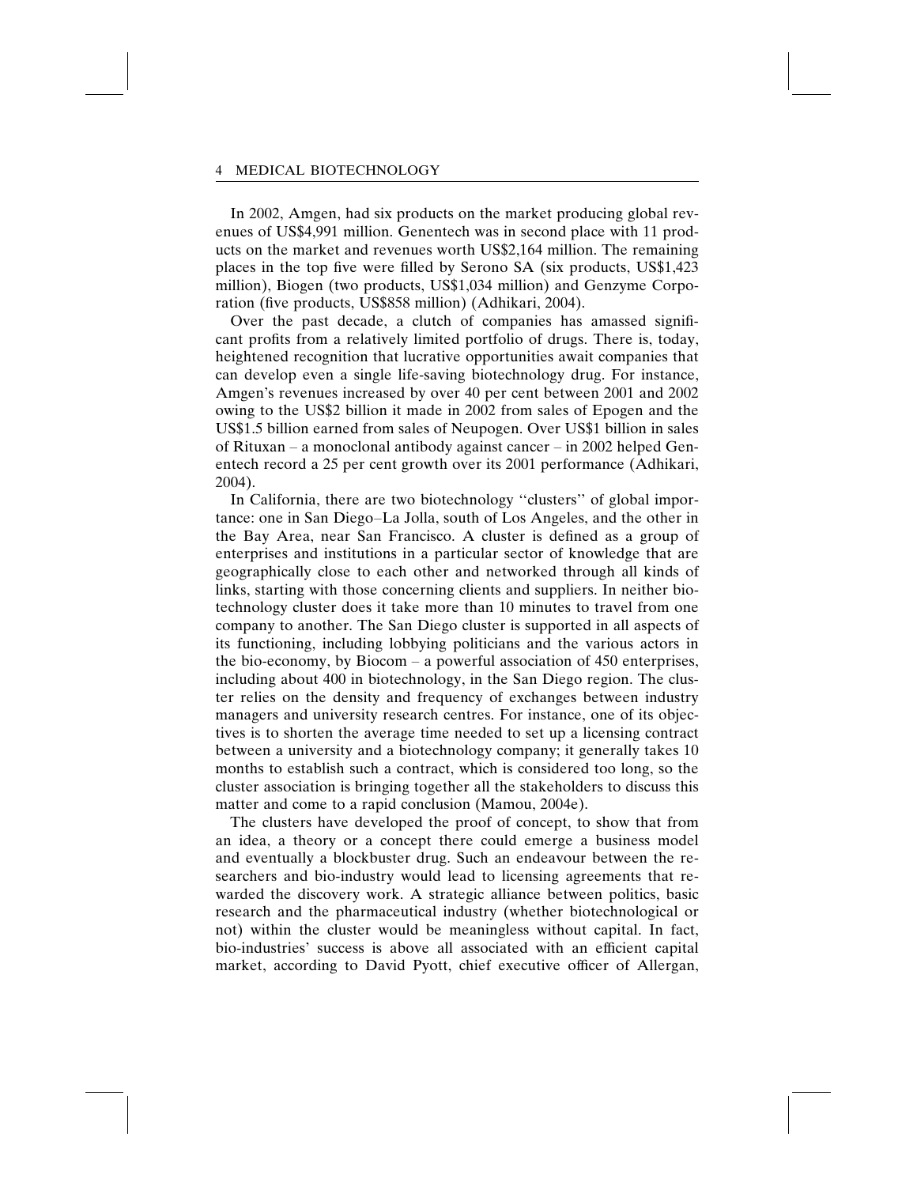In 2002, Amgen, had six products on the market producing global revenues of US$4,991 million. Genentech was in second place with 11 products on the market and revenues worth US$2,164 million. The remaining places in the top five were filled by Serono SA (six products, US$1,423 million), Biogen (two products, US$1,034 million) and Genzyme Corporation (five products, US$858 million) (Adhikari, 2004).

Over the past decade, a clutch of companies has amassed significant profits from a relatively limited portfolio of drugs. There is, today, heightened recognition that lucrative opportunities await companies that can develop even a single life-saving biotechnology drug. For instance, Amgen's revenues increased by over 40 per cent between 2001 and 2002 owing to the US$2 billion it made in 2002 from sales of Epogen and the US$1.5 billion earned from sales of Neupogen. Over US$1 billion in sales of Rituxan – a monoclonal antibody against cancer – in 2002 helped Genentech record a 25 per cent growth over its 2001 performance (Adhikari, 2004).

In California, there are two biotechnology ''clusters'' of global importance: one in San Diego–La Jolla, south of Los Angeles, and the other in the Bay Area, near San Francisco. A cluster is defined as a group of enterprises and institutions in a particular sector of knowledge that are geographically close to each other and networked through all kinds of links, starting with those concerning clients and suppliers. In neither biotechnology cluster does it take more than 10 minutes to travel from one company to another. The San Diego cluster is supported in all aspects of its functioning, including lobbying politicians and the various actors in the bio-economy, by Biocom – a powerful association of 450 enterprises, including about 400 in biotechnology, in the San Diego region. The cluster relies on the density and frequency of exchanges between industry managers and university research centres. For instance, one of its objectives is to shorten the average time needed to set up a licensing contract between a university and a biotechnology company; it generally takes 10 months to establish such a contract, which is considered too long, so the cluster association is bringing together all the stakeholders to discuss this matter and come to a rapid conclusion (Mamou, 2004e).

The clusters have developed the proof of concept, to show that from an idea, a theory or a concept there could emerge a business model and eventually a blockbuster drug. Such an endeavour between the researchers and bio-industry would lead to licensing agreements that rewarded the discovery work. A strategic alliance between politics, basic research and the pharmaceutical industry (whether biotechnological or not) within the cluster would be meaningless without capital. In fact, bio-industries' success is above all associated with an efficient capital market, according to David Pyott, chief executive officer of Allergan,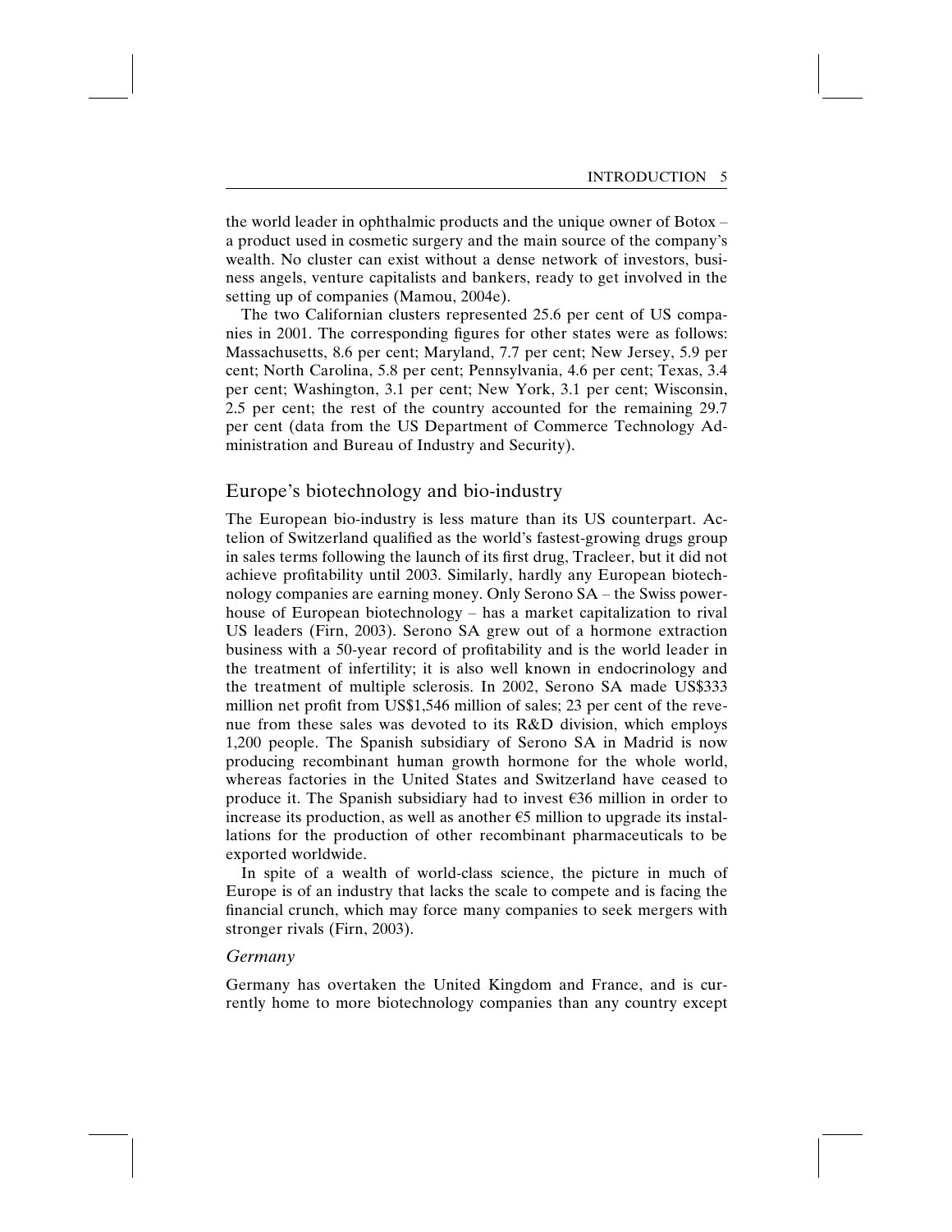the world leader in ophthalmic products and the unique owner of Botox – a product used in cosmetic surgery and the main source of the company's wealth. No cluster can exist without a dense network of investors, business angels, venture capitalists and bankers, ready to get involved in the setting up of companies (Mamou, 2004e).

The two Californian clusters represented 25.6 per cent of US companies in 2001. The corresponding figures for other states were as follows: Massachusetts, 8.6 per cent; Maryland, 7.7 per cent; New Jersey, 5.9 per cent; North Carolina, 5.8 per cent; Pennsylvania, 4.6 per cent; Texas, 3.4 per cent; Washington, 3.1 per cent; New York, 3.1 per cent; Wisconsin, 2.5 per cent; the rest of the country accounted for the remaining 29.7 per cent (data from the US Department of Commerce Technology Administration and Bureau of Industry and Security).

## Europe's biotechnology and bio-industry

The European bio-industry is less mature than its US counterpart. Actelion of Switzerland qualified as the world's fastest-growing drugs group in sales terms following the launch of its first drug, Tracleer, but it did not achieve profitability until 2003. Similarly, hardly any European biotechnology companies are earning money. Only Serono SA – the Swiss powerhouse of European biotechnology – has a market capitalization to rival US leaders (Firn, 2003). Serono SA grew out of a hormone extraction business with a 50-year record of profitability and is the world leader in the treatment of infertility; it is also well known in endocrinology and the treatment of multiple sclerosis. In 2002, Serono SA made US$333 million net profit from US$1,546 million of sales; 23 per cent of the revenue from these sales was devoted to its R&D division, which employs 1,200 people. The Spanish subsidiary of Serono SA in Madrid is now producing recombinant human growth hormone for the whole world, whereas factories in the United States and Switzerland have ceased to produce it. The Spanish subsidiary had to invest €36 million in order to increase its production, as well as another €5 million to upgrade its installations for the production of other recombinant pharmaceuticals to be exported worldwide.

In spite of a wealth of world-class science, the picture in much of Europe is of an industry that lacks the scale to compete and is facing the financial crunch, which may force many companies to seek mergers with stronger rivals (Firn, 2003).

### *Germany*

Germany has overtaken the United Kingdom and France, and is currently home to more biotechnology companies than any country except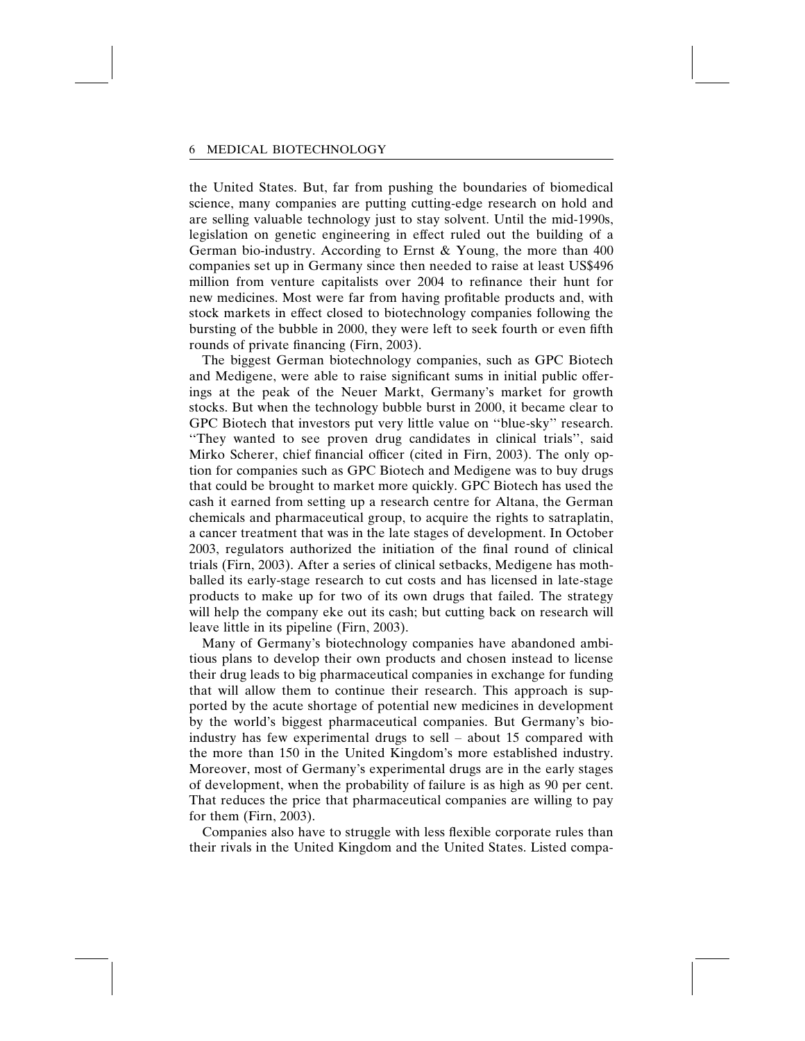the United States. But, far from pushing the boundaries of biomedical science, many companies are putting cutting-edge research on hold and are selling valuable technology just to stay solvent. Until the mid-1990s, legislation on genetic engineering in effect ruled out the building of a German bio-industry. According to Ernst & Young, the more than 400 companies set up in Germany since then needed to raise at least US$496 million from venture capitalists over 2004 to refinance their hunt for new medicines. Most were far from having profitable products and, with stock markets in effect closed to biotechnology companies following the bursting of the bubble in 2000, they were left to seek fourth or even fifth rounds of private financing (Firn, 2003).

The biggest German biotechnology companies, such as GPC Biotech and Medigene, were able to raise significant sums in initial public offerings at the peak of the Neuer Markt, Germany's market for growth stocks. But when the technology bubble burst in 2000, it became clear to GPC Biotech that investors put very little value on ''blue-sky'' research. ''They wanted to see proven drug candidates in clinical trials'', said Mirko Scherer, chief financial officer (cited in Firn, 2003). The only option for companies such as GPC Biotech and Medigene was to buy drugs that could be brought to market more quickly. GPC Biotech has used the cash it earned from setting up a research centre for Altana, the German chemicals and pharmaceutical group, to acquire the rights to satraplatin, a cancer treatment that was in the late stages of development. In October 2003, regulators authorized the initiation of the final round of clinical trials (Firn, 2003). After a series of clinical setbacks, Medigene has mothballed its early-stage research to cut costs and has licensed in late-stage products to make up for two of its own drugs that failed. The strategy will help the company eke out its cash; but cutting back on research will leave little in its pipeline (Firn, 2003).

Many of Germany's biotechnology companies have abandoned ambitious plans to develop their own products and chosen instead to license their drug leads to big pharmaceutical companies in exchange for funding that will allow them to continue their research. This approach is supported by the acute shortage of potential new medicines in development by the world's biggest pharmaceutical companies. But Germany's bio-industry has few experimental drugs to sell – about 15 compared with the more than 150 in the United Kingdom's more established industry. Moreover, most of Germany's experimental drugs are in the early stages of development, when the probability of failure is as high as 90 per cent. That reduces the price that pharmaceutical companies are willing to pay for them (Firn, 2003).

Companies also have to struggle with less flexible corporate rules than their rivals in the United Kingdom and the United States. Listed compa-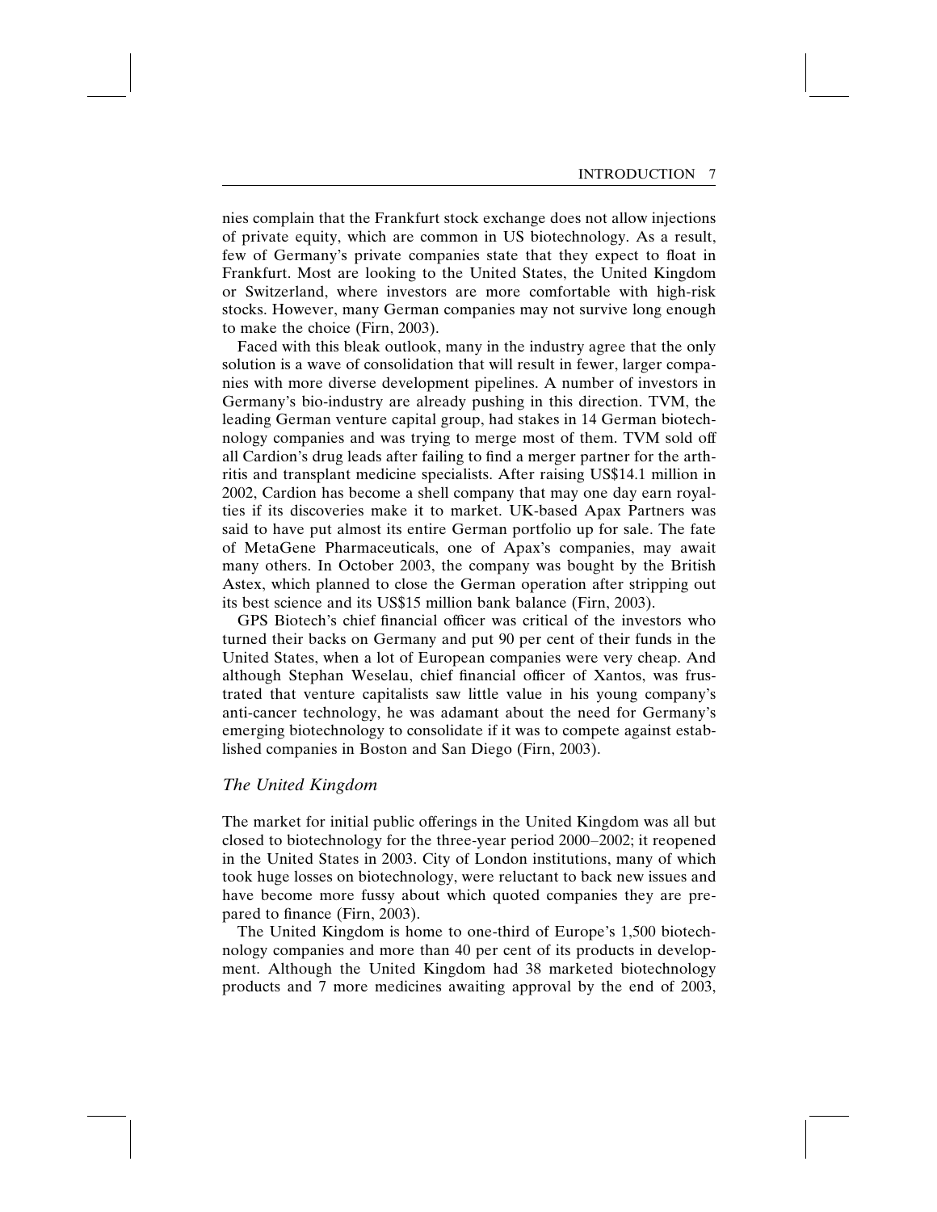nies complain that the Frankfurt stock exchange does not allow injections of private equity, which are common in US biotechnology. As a result, few of Germany's private companies state that they expect to float in Frankfurt. Most are looking to the United States, the United Kingdom or Switzerland, where investors are more comfortable with high-risk stocks. However, many German companies may not survive long enough to make the choice (Firn, 2003).

Faced with this bleak outlook, many in the industry agree that the only solution is a wave of consolidation that will result in fewer, larger companies with more diverse development pipelines. A number of investors in Germany's bio-industry are already pushing in this direction. TVM, the leading German venture capital group, had stakes in 14 German biotechnology companies and was trying to merge most of them. TVM sold off all Cardion's drug leads after failing to find a merger partner for the arthritis and transplant medicine specialists. After raising US$14.1 million in 2002, Cardion has become a shell company that may one day earn royalties if its discoveries make it to market. UK-based Apax Partners was said to have put almost its entire German portfolio up for sale. The fate of MetaGene Pharmaceuticals, one of Apax's companies, may await many others. In October 2003, the company was bought by the British Astex, which planned to close the German operation after stripping out its best science and its US$15 million bank balance (Firn, 2003).

GPS Biotech's chief financial officer was critical of the investors who turned their backs on Germany and put 90 per cent of their funds in the United States, when a lot of European companies were very cheap. And although Stephan Weselau, chief financial officer of Xantos, was frustrated that venture capitalists saw little value in his young company's anti-cancer technology, he was adamant about the need for Germany's emerging biotechnology to consolidate if it was to compete against established companies in Boston and San Diego (Firn, 2003).

### *The United Kingdom*

The market for initial public offerings in the United Kingdom was all but closed to biotechnology for the three-year period 2000–2002; it reopened in the United States in 2003. City of London institutions, many of which took huge losses on biotechnology, were reluctant to back new issues and have become more fussy about which quoted companies they are prepared to finance (Firn, 2003).

The United Kingdom is home to one-third of Europe's 1,500 biotechnology companies and more than 40 per cent of its products in development. Although the United Kingdom had 38 marketed biotechnology products and 7 more medicines awaiting approval by the end of 2003,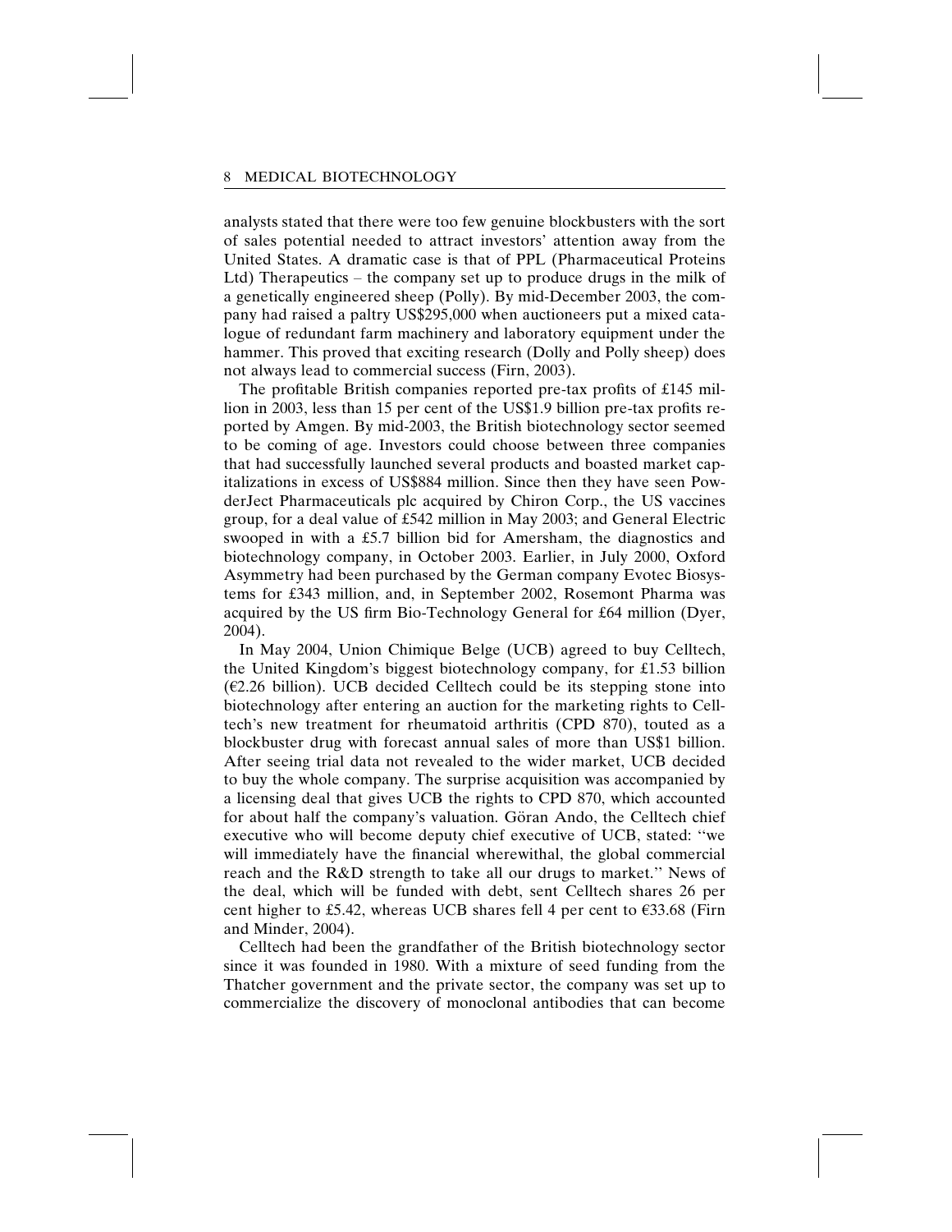analysts stated that there were too few genuine blockbusters with the sort of sales potential needed to attract investors' attention away from the United States. A dramatic case is that of PPL (Pharmaceutical Proteins Ltd) Therapeutics – the company set up to produce drugs in the milk of a genetically engineered sheep (Polly). By mid-December 2003, the company had raised a paltry US$295,000 when auctioneers put a mixed catalogue of redundant farm machinery and laboratory equipment under the hammer. This proved that exciting research (Dolly and Polly sheep) does not always lead to commercial success (Firn, 2003).

The profitable British companies reported pre-tax profits of £145 million in 2003, less than 15 per cent of the US$1.9 billion pre-tax profits reported by Amgen. By mid-2003, the British biotechnology sector seemed to be coming of age. Investors could choose between three companies that had successfully launched several products and boasted market capitalizations in excess of US$884 million. Since then they have seen PowderJect Pharmaceuticals plc acquired by Chiron Corp., the US vaccines group, for a deal value of £542 million in May 2003; and General Electric swooped in with a £5.7 billion bid for Amersham, the diagnostics and biotechnology company, in October 2003. Earlier, in July 2000, Oxford Asymmetry had been purchased by the German company Evotec Biosystems for £343 million, and, in September 2002, Rosemont Pharma was acquired by the US firm Bio-Technology General for £64 million (Dyer, 2004).

In May 2004, Union Chimique Belge (UCB) agreed to buy Celltech, the United Kingdom's biggest biotechnology company, for £1.53 billion (€2.26 billion). UCB decided Celltech could be its stepping stone into biotechnology after entering an auction for the marketing rights to Celltech's new treatment for rheumatoid arthritis (CPD 870), touted as a blockbuster drug with forecast annual sales of more than US$1 billion. After seeing trial data not revealed to the wider market, UCB decided to buy the whole company. The surprise acquisition was accompanied by a licensing deal that gives UCB the rights to CPD 870, which accounted for about half the company's valuation. Göran Ando, the Celltech chief executive who will become deputy chief executive of UCB, stated: "we will immediately have the financial wherewithal, the global commercial reach and the R&D strength to take all our drugs to market." News of the deal, which will be funded with debt, sent Celltech shares 26 per cent higher to £5.42, whereas UCB shares fell 4 per cent to €33.68 (Firn and Minder, 2004).

Celltech had been the grandfather of the British biotechnology sector since it was founded in 1980. With a mixture of seed funding from the Thatcher government and the private sector, the company was set up to commercialize the discovery of monoclonal antibodies that can become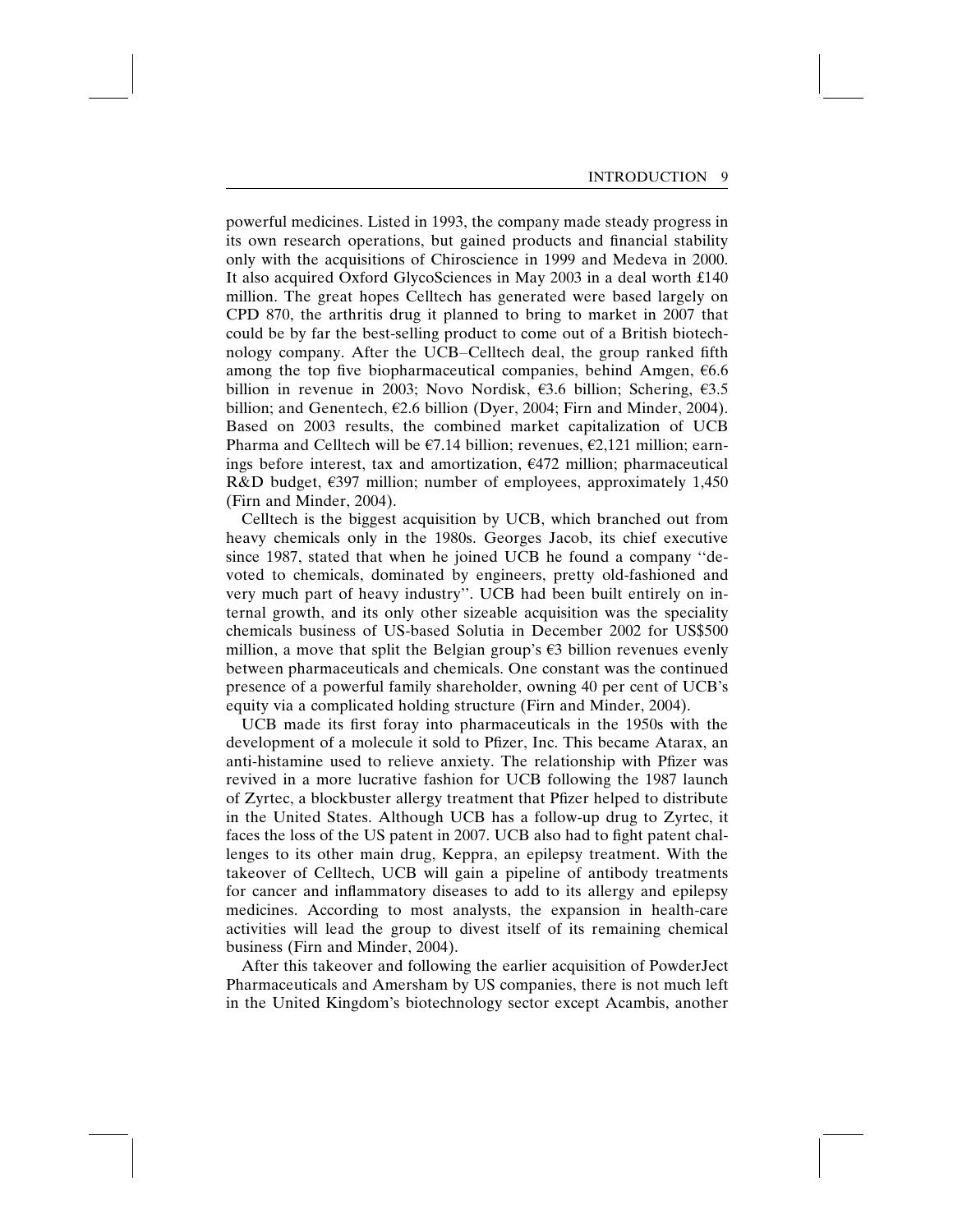powerful medicines. Listed in 1993, the company made steady progress in its own research operations, but gained products and financial stability only with the acquisitions of Chiroscience in 1999 and Medeva in 2000. It also acquired Oxford GlycoSciences in May 2003 in a deal worth £140 million. The great hopes Celltech has generated were based largely on CPD 870, the arthritis drug it planned to bring to market in 2007 that could be by far the best-selling product to come out of a British biotechnology company. After the UCB–Celltech deal, the group ranked fifth among the top five biopharmaceutical companies, behind Amgen, €6.6 billion in revenue in 2003; Novo Nordisk, €3.6 billion; Schering, €3.5 billion; and Genentech, €2.6 billion (Dyer, 2004; Firn and Minder, 2004). Based on 2003 results, the combined market capitalization of UCB Pharma and Celltech will be €7.14 billion; revenues, €2,121 million; earnings before interest, tax and amortization, €472 million; pharmaceutical R&D budget, €397 million; number of employees, approximately 1,450 (Firn and Minder, 2004).

Celltech is the biggest acquisition by UCB, which branched out from heavy chemicals only in the 1980s. Georges Jacob, its chief executive since 1987, stated that when he joined UCB he found a company "devoted to chemicals, dominated by engineers, pretty old-fashioned and very much part of heavy industry". UCB had been built entirely on internal growth, and its only other sizeable acquisition was the speciality chemicals business of US-based Solutia in December 2002 for US$500 million, a move that split the Belgian group's €3 billion revenues evenly between pharmaceuticals and chemicals. One constant was the continued presence of a powerful family shareholder, owning 40 per cent of UCB's equity via a complicated holding structure (Firn and Minder, 2004).

UCB made its first foray into pharmaceuticals in the 1950s with the development of a molecule it sold to Pfizer, Inc. This became Atarax, an anti-histamine used to relieve anxiety. The relationship with Pfizer was revived in a more lucrative fashion for UCB following the 1987 launch of Zyrtec, a blockbuster allergy treatment that Pfizer helped to distribute in the United States. Although UCB has a follow-up drug to Zyrtec, it faces the loss of the US patent in 2007. UCB also had to fight patent challenges to its other main drug, Keppra, an epilepsy treatment. With the takeover of Celltech, UCB will gain a pipeline of antibody treatments for cancer and inflammatory diseases to add to its allergy and epilepsy medicines. According to most analysts, the expansion in health-care activities will lead the group to divest itself of its remaining chemical business (Firn and Minder, 2004).

After this takeover and following the earlier acquisition of PowderJect Pharmaceuticals and Amersham by US companies, there is not much left in the United Kingdom's biotechnology sector except Acambis, another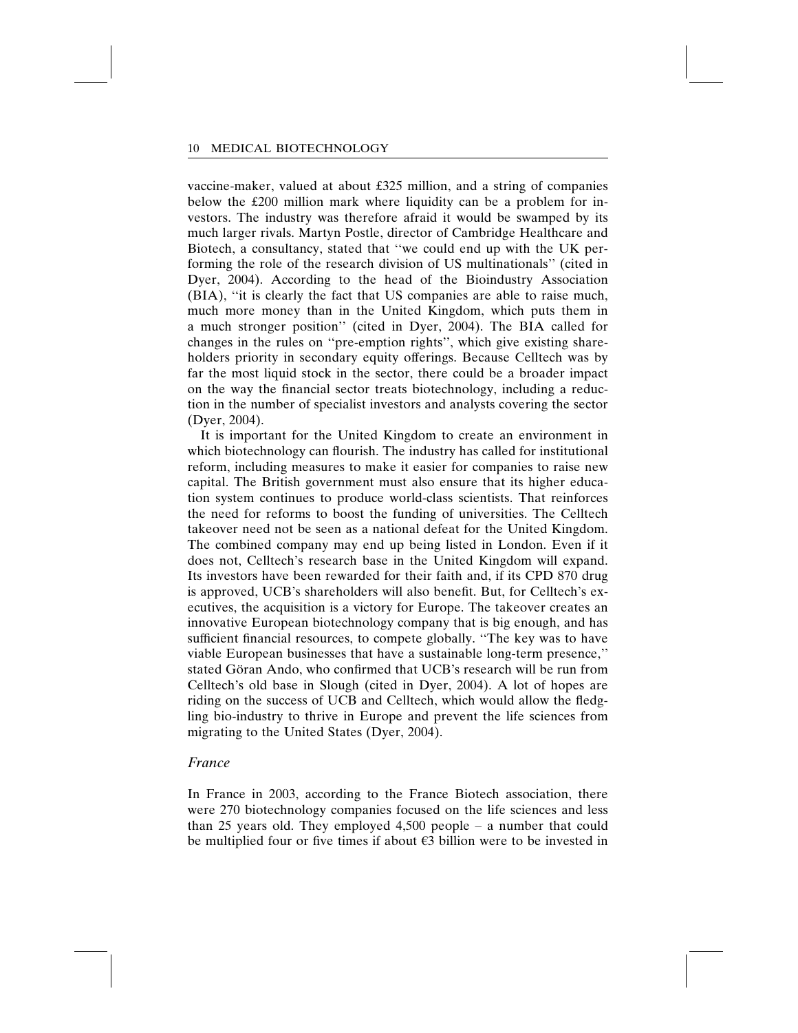vaccine-maker, valued at about £325 million, and a string of companies below the £200 million mark where liquidity can be a problem for investors. The industry was therefore afraid it would be swamped by its much larger rivals. Martyn Postle, director of Cambridge Healthcare and Biotech, a consultancy, stated that "we could end up with the UK performing the role of the research division of US multinationals" (cited in Dyer, 2004). According to the head of the Bioindustry Association (BIA), "it is clearly the fact that US companies are able to raise much, much more money than in the United Kingdom, which puts them in a much stronger position" (cited in Dyer, 2004). The BIA called for changes in the rules on "pre-emption rights", which give existing shareholders priority in secondary equity offerings. Because Celltech was by far the most liquid stock in the sector, there could be a broader impact on the way the financial sector treats biotechnology, including a reduction in the number of specialist investors and analysts covering the sector (Dyer, 2004).

It is important for the United Kingdom to create an environment in which biotechnology can flourish. The industry has called for institutional reform, including measures to make it easier for companies to raise new capital. The British government must also ensure that its higher education system continues to produce world-class scientists. That reinforces the need for reforms to boost the funding of universities. The Celltech takeover need not be seen as a national defeat for the United Kingdom. The combined company may end up being listed in London. Even if it does not, Celltech's research base in the United Kingdom will expand. Its investors have been rewarded for their faith and, if its CPD 870 drug is approved, UCB's shareholders will also benefit. But, for Celltech's executives, the acquisition is a victory for Europe. The takeover creates an innovative European biotechnology company that is big enough, and has sufficient financial resources, to compete globally. "The key was to have viable European businesses that have a sustainable long-term presence," stated Göran Ando, who confirmed that UCB's research will be run from Celltech's old base in Slough (cited in Dyer, 2004). A lot of hopes are riding on the success of UCB and Celltech, which would allow the fledgling bio-industry to thrive in Europe and prevent the life sciences from migrating to the United States (Dyer, 2004).

### *France*

In France in 2003, according to the France Biotech association, there were 270 biotechnology companies focused on the life sciences and less than 25 years old. They employed 4,500 people – a number that could be multiplied four or five times if about €3 billion were to be invested in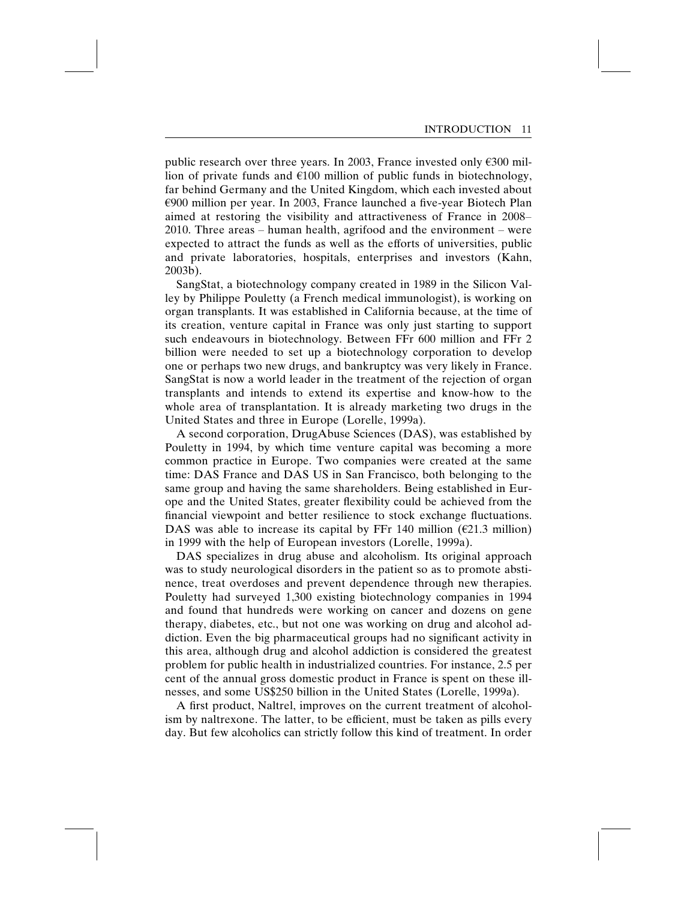public research over three years. In 2003, France invested only €300 million of private funds and €100 million of public funds in biotechnology, far behind Germany and the United Kingdom, which each invested about €900 million per year. In 2003, France launched a five-year Biotech Plan aimed at restoring the visibility and attractiveness of France in 2008–2010. Three areas – human health, agrifood and the environment – were expected to attract the funds as well as the efforts of universities, public and private laboratories, hospitals, enterprises and investors (Kahn, 2003b).

SangStat, a biotechnology company created in 1989 in the Silicon Valley by Philippe Pouletty (a French medical immunologist), is working on organ transplants. It was established in California because, at the time of its creation, venture capital in France was only just starting to support such endeavours in biotechnology. Between FFr 600 million and FFr 2 billion were needed to set up a biotechnology corporation to develop one or perhaps two new drugs, and bankruptcy was very likely in France. SangStat is now a world leader in the treatment of the rejection of organ transplants and intends to extend its expertise and know-how to the whole area of transplantation. It is already marketing two drugs in the United States and three in Europe (Lorelle, 1999a).

A second corporation, DrugAbuse Sciences (DAS), was established by Pouletty in 1994, by which time venture capital was becoming a more common practice in Europe. Two companies were created at the same time: DAS France and DAS US in San Francisco, both belonging to the same group and having the same shareholders. Being established in Europe and the United States, greater flexibility could be achieved from the financial viewpoint and better resilience to stock exchange fluctuations. DAS was able to increase its capital by FFr 140 million (€21.3 million) in 1999 with the help of European investors (Lorelle, 1999a).

DAS specializes in drug abuse and alcoholism. Its original approach was to study neurological disorders in the patient so as to promote abstinence, treat overdoses and prevent dependence through new therapies. Pouletty had surveyed 1,300 existing biotechnology companies in 1994 and found that hundreds were working on cancer and dozens on gene therapy, diabetes, etc., but not one was working on drug and alcohol addiction. Even the big pharmaceutical groups had no significant activity in this area, although drug and alcohol addiction is considered the greatest problem for public health in industrialized countries. For instance, 2.5 per cent of the annual gross domestic product in France is spent on these illnesses, and some US$250 billion in the United States (Lorelle, 1999a).

A first product, Naltrel, improves on the current treatment of alcoholism by naltrexone. The latter, to be efficient, must be taken as pills every day. But few alcoholics can strictly follow this kind of treatment. In order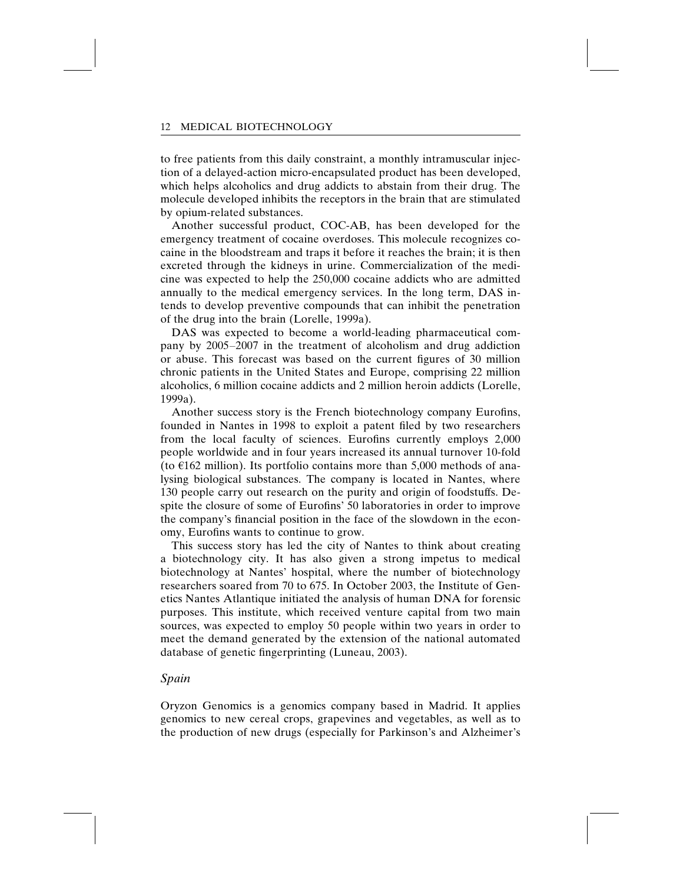to free patients from this daily constraint, a monthly intramuscular injection of a delayed-action micro-encapsulated product has been developed, which helps alcoholics and drug addicts to abstain from their drug. The molecule developed inhibits the receptors in the brain that are stimulated by opium-related substances.

Another successful product, COC-AB, has been developed for the emergency treatment of cocaine overdoses. This molecule recognizes cocaine in the bloodstream and traps it before it reaches the brain; it is then excreted through the kidneys in urine. Commercialization of the medicine was expected to help the 250,000 cocaine addicts who are admitted annually to the medical emergency services. In the long term, DAS intends to develop preventive compounds that can inhibit the penetration of the drug into the brain (Lorelle, 1999a).

DAS was expected to become a world-leading pharmaceutical company by 2005–2007 in the treatment of alcoholism and drug addiction or abuse. This forecast was based on the current figures of 30 million chronic patients in the United States and Europe, comprising 22 million alcoholics, 6 million cocaine addicts and 2 million heroin addicts (Lorelle, 1999a).

Another success story is the French biotechnology company Eurofins, founded in Nantes in 1998 to exploit a patent filed by two researchers from the local faculty of sciences. Eurofins currently employs 2,000 people worldwide and in four years increased its annual turnover 10-fold (to €162 million). Its portfolio contains more than 5,000 methods of analysing biological substances. The company is located in Nantes, where 130 people carry out research on the purity and origin of foodstuffs. Despite the closure of some of Eurofins' 50 laboratories in order to improve the company's financial position in the face of the slowdown in the economy, Eurofins wants to continue to grow.

This success story has led the city of Nantes to think about creating a biotechnology city. It has also given a strong impetus to medical biotechnology at Nantes' hospital, where the number of biotechnology researchers soared from 70 to 675. In October 2003, the Institute of Genetics Nantes Atlantique initiated the analysis of human DNA for forensic purposes. This institute, which received venture capital from two main sources, was expected to employ 50 people within two years in order to meet the demand generated by the extension of the national automated database of genetic fingerprinting (Luneau, 2003).

### *Spain*

Oryzon Genomics is a genomics company based in Madrid. It applies genomics to new cereal crops, grapevines and vegetables, as well as to the production of new drugs (especially for Parkinson's and Alzheimer's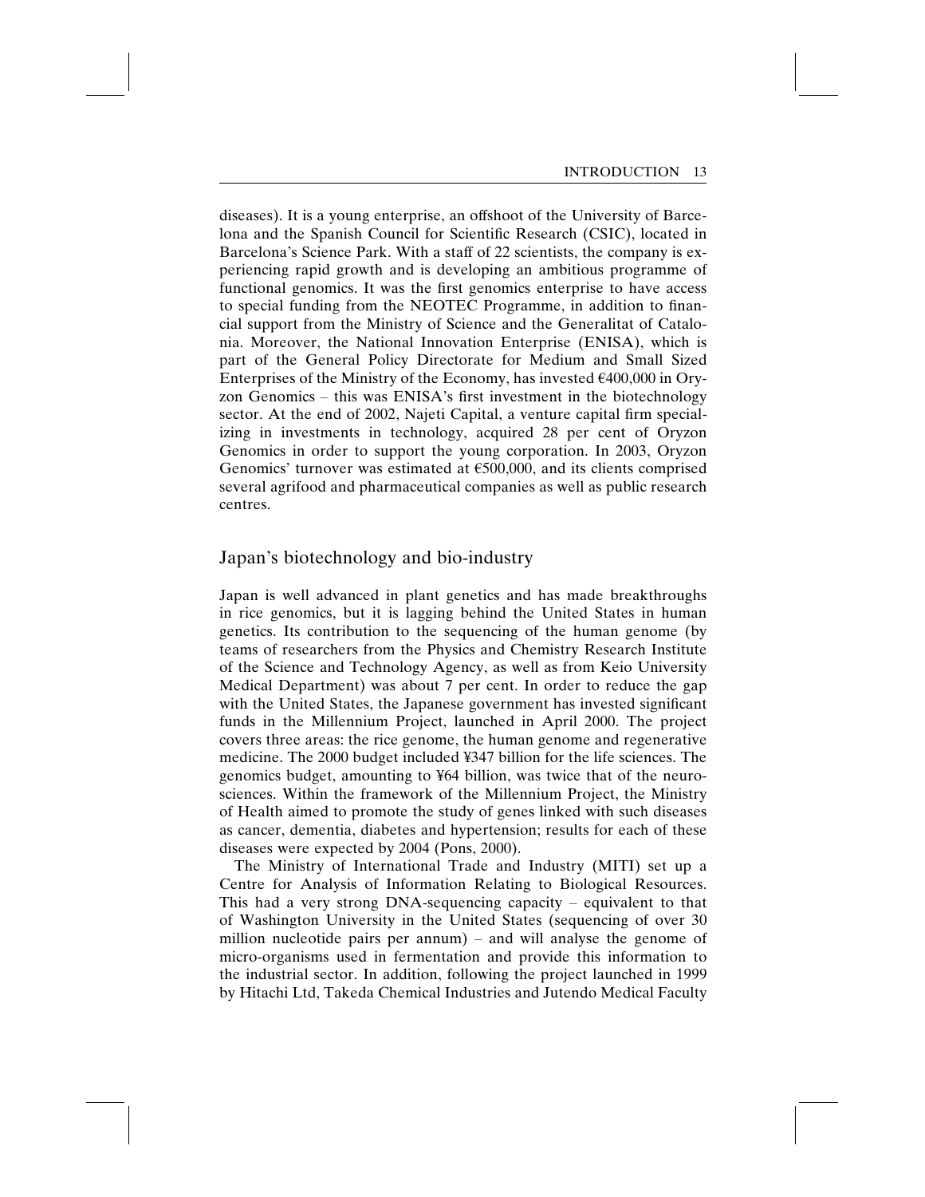diseases). It is a young enterprise, an offshoot of the University of Barcelona and the Spanish Council for Scientific Research (CSIC), located in Barcelona's Science Park. With a staff of 22 scientists, the company is experiencing rapid growth and is developing an ambitious programme of functional genomics. It was the first genomics enterprise to have access to special funding from the NEOTEC Programme, in addition to financial support from the Ministry of Science and the Generalitat of Catalonia. Moreover, the National Innovation Enterprise (ENISA), which is part of the General Policy Directorate for Medium and Small Sized Enterprises of the Ministry of the Economy, has invested €400,000 in Oryzon Genomics – this was ENISA's first investment in the biotechnology sector. At the end of 2002, Najeti Capital, a venture capital firm specializing in investments in technology, acquired 28 per cent of Oryzon Genomics in order to support the young corporation. In 2003, Oryzon Genomics' turnover was estimated at €500,000, and its clients comprised several agrifood and pharmaceutical companies as well as public research centres.

## Japan's biotechnology and bio-industry

Japan is well advanced in plant genetics and has made breakthroughs in rice genomics, but it is lagging behind the United States in human genetics. Its contribution to the sequencing of the human genome (by teams of researchers from the Physics and Chemistry Research Institute of the Science and Technology Agency, as well as from Keio University Medical Department) was about 7 per cent. In order to reduce the gap with the United States, the Japanese government has invested significant funds in the Millennium Project, launched in April 2000. The project covers three areas: the rice genome, the human genome and regenerative medicine. The 2000 budget included ¥347 billion for the life sciences. The genomics budget, amounting to ¥64 billion, was twice that of the neurosciences. Within the framework of the Millennium Project, the Ministry of Health aimed to promote the study of genes linked with such diseases as cancer, dementia, diabetes and hypertension; results for each of these diseases were expected by 2004 (Pons, 2000).

The Ministry of International Trade and Industry (MITI) set up a Centre for Analysis of Information Relating to Biological Resources. This had a very strong DNA-sequencing capacity – equivalent to that of Washington University in the United States (sequencing of over 30 million nucleotide pairs per annum) – and will analyse the genome of micro-organisms used in fermentation and provide this information to the industrial sector. In addition, following the project launched in 1999 by Hitachi Ltd, Takeda Chemical Industries and Jutendo Medical Faculty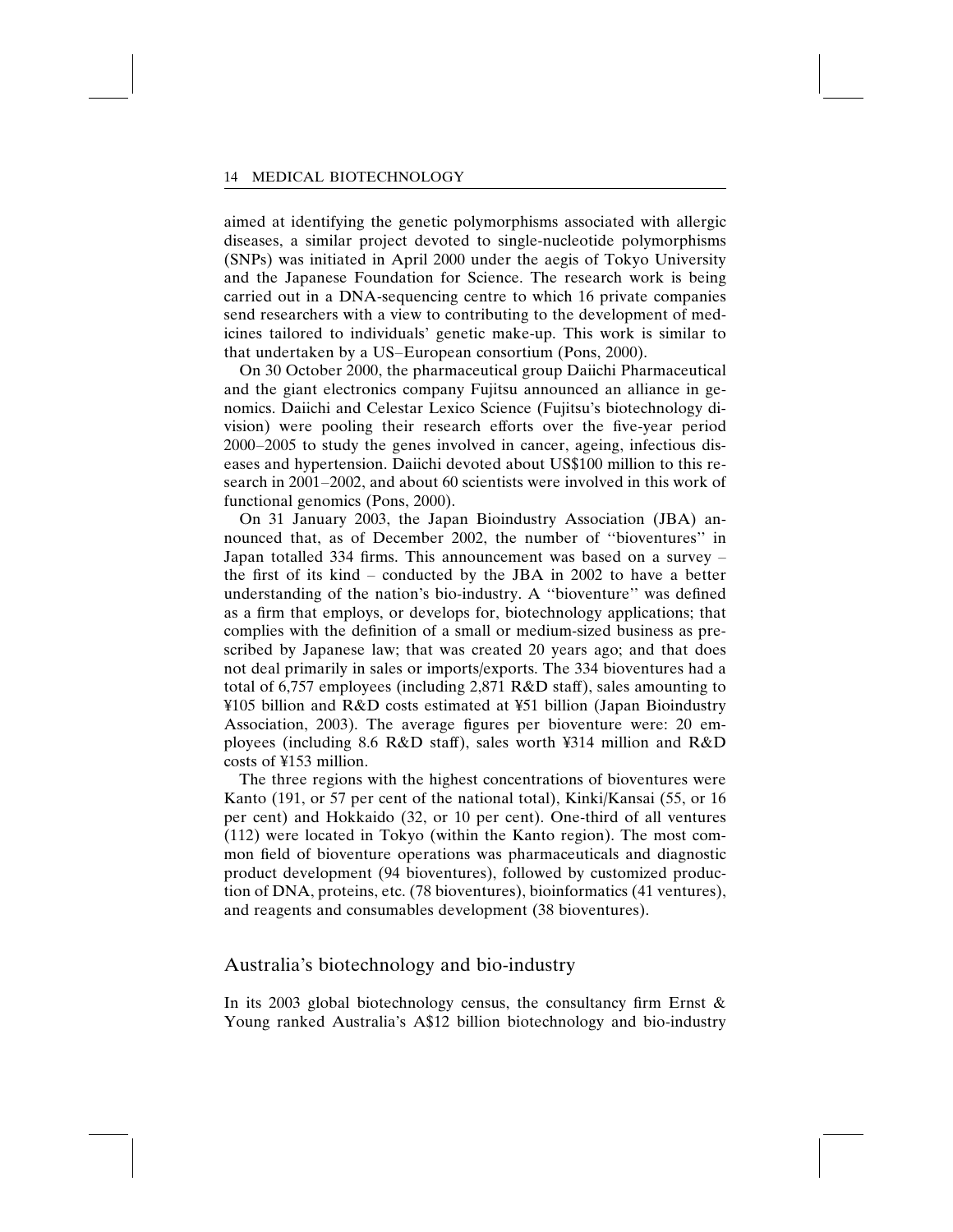aimed at identifying the genetic polymorphisms associated with allergic diseases, a similar project devoted to single-nucleotide polymorphisms (SNPs) was initiated in April 2000 under the aegis of Tokyo University and the Japanese Foundation for Science. The research work is being carried out in a DNA-sequencing centre to which 16 private companies send researchers with a view to contributing to the development of medicines tailored to individuals' genetic make-up. This work is similar to that undertaken by a US–European consortium (Pons, 2000).

On 30 October 2000, the pharmaceutical group Daiichi Pharmaceutical and the giant electronics company Fujitsu announced an alliance in genomics. Daiichi and Celestar Lexico Science (Fujitsu's biotechnology division) were pooling their research efforts over the five-year period 2000–2005 to study the genes involved in cancer, ageing, infectious diseases and hypertension. Daiichi devoted about US$100 million to this research in 2001–2002, and about 60 scientists were involved in this work of functional genomics (Pons, 2000).

On 31 January 2003, the Japan Bioindustry Association (JBA) announced that, as of December 2002, the number of "bioventures" in Japan totalled 334 firms. This announcement was based on a survey – the first of its kind – conducted by the JBA in 2002 to have a better understanding of the nation's bio-industry. A "bioventure" was defined as a firm that employs, or develops for, biotechnology applications; that complies with the definition of a small or medium-sized business as prescribed by Japanese law; that was created 20 years ago; and that does not deal primarily in sales or imports/exports. The 334 bioventures had a total of 6,757 employees (including 2,871 R&D staff), sales amounting to ¥105 billion and R&D costs estimated at ¥51 billion (Japan Bioindustry Association, 2003). The average figures per bioventure were: 20 employees (including 8.6 R&D staff), sales worth ¥314 million and R&D costs of ¥153 million.

The three regions with the highest concentrations of bioventures were Kanto (191, or 57 per cent of the national total), Kinki/Kansai (55, or 16 per cent) and Hokkaido (32, or 10 per cent). One-third of all ventures (112) were located in Tokyo (within the Kanto region). The most common field of bioventure operations was pharmaceuticals and diagnostic product development (94 bioventures), followed by customized production of DNA, proteins, etc. (78 bioventures), bioinformatics (41 ventures), and reagents and consumables development (38 bioventures).

## Australia's biotechnology and bio-industry

In its 2003 global biotechnology census, the consultancy firm Ernst & Young ranked Australia's A$12 billion biotechnology and bio-industry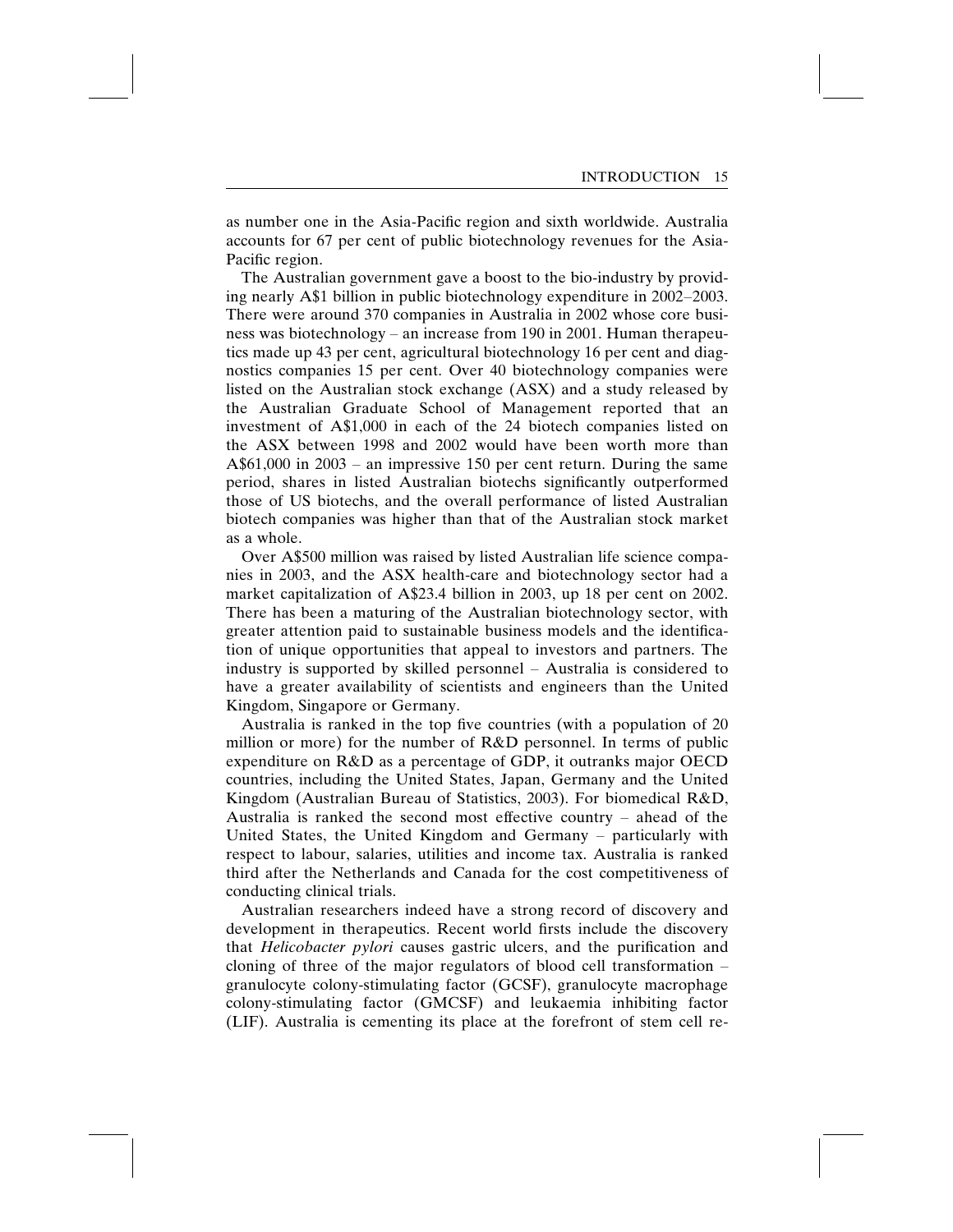as number one in the Asia-Pacific region and sixth worldwide. Australia accounts for 67 per cent of public biotechnology revenues for the Asia-Pacific region.

The Australian government gave a boost to the bio-industry by providing nearly A$1 billion in public biotechnology expenditure in 2002–2003. There were around 370 companies in Australia in 2002 whose core business was biotechnology – an increase from 190 in 2001. Human therapeutics made up 43 per cent, agricultural biotechnology 16 per cent and diagnostics companies 15 per cent. Over 40 biotechnology companies were listed on the Australian stock exchange (ASX) and a study released by the Australian Graduate School of Management reported that an investment of A$1,000 in each of the 24 biotech companies listed on the ASX between 1998 and 2002 would have been worth more than A$61,000 in 2003 – an impressive 150 per cent return. During the same period, shares in listed Australian biotechs significantly outperformed those of US biotechs, and the overall performance of listed Australian biotech companies was higher than that of the Australian stock market as a whole.

Over A$500 million was raised by listed Australian life science companies in 2003, and the ASX health-care and biotechnology sector had a market capitalization of A$23.4 billion in 2003, up 18 per cent on 2002. There has been a maturing of the Australian biotechnology sector, with greater attention paid to sustainable business models and the identification of unique opportunities that appeal to investors and partners. The industry is supported by skilled personnel – Australia is considered to have a greater availability of scientists and engineers than the United Kingdom, Singapore or Germany.

Australia is ranked in the top five countries (with a population of 20 million or more) for the number of R&D personnel. In terms of public expenditure on R&D as a percentage of GDP, it outranks major OECD countries, including the United States, Japan, Germany and the United Kingdom (Australian Bureau of Statistics, 2003). For biomedical R&D, Australia is ranked the second most effective country – ahead of the United States, the United Kingdom and Germany – particularly with respect to labour, salaries, utilities and income tax. Australia is ranked third after the Netherlands and Canada for the cost competitiveness of conducting clinical trials.

Australian researchers indeed have a strong record of discovery and development in therapeutics. Recent world firsts include the discovery that *Helicobacter pylori* causes gastric ulcers, and the purification and cloning of three of the major regulators of blood cell transformation – granulocyte colony-stimulating factor (GCSF), granulocyte macrophage colony-stimulating factor (GMCSF) and leukaemia inhibiting factor (LIF). Australia is cementing its place at the forefront of stem cell re-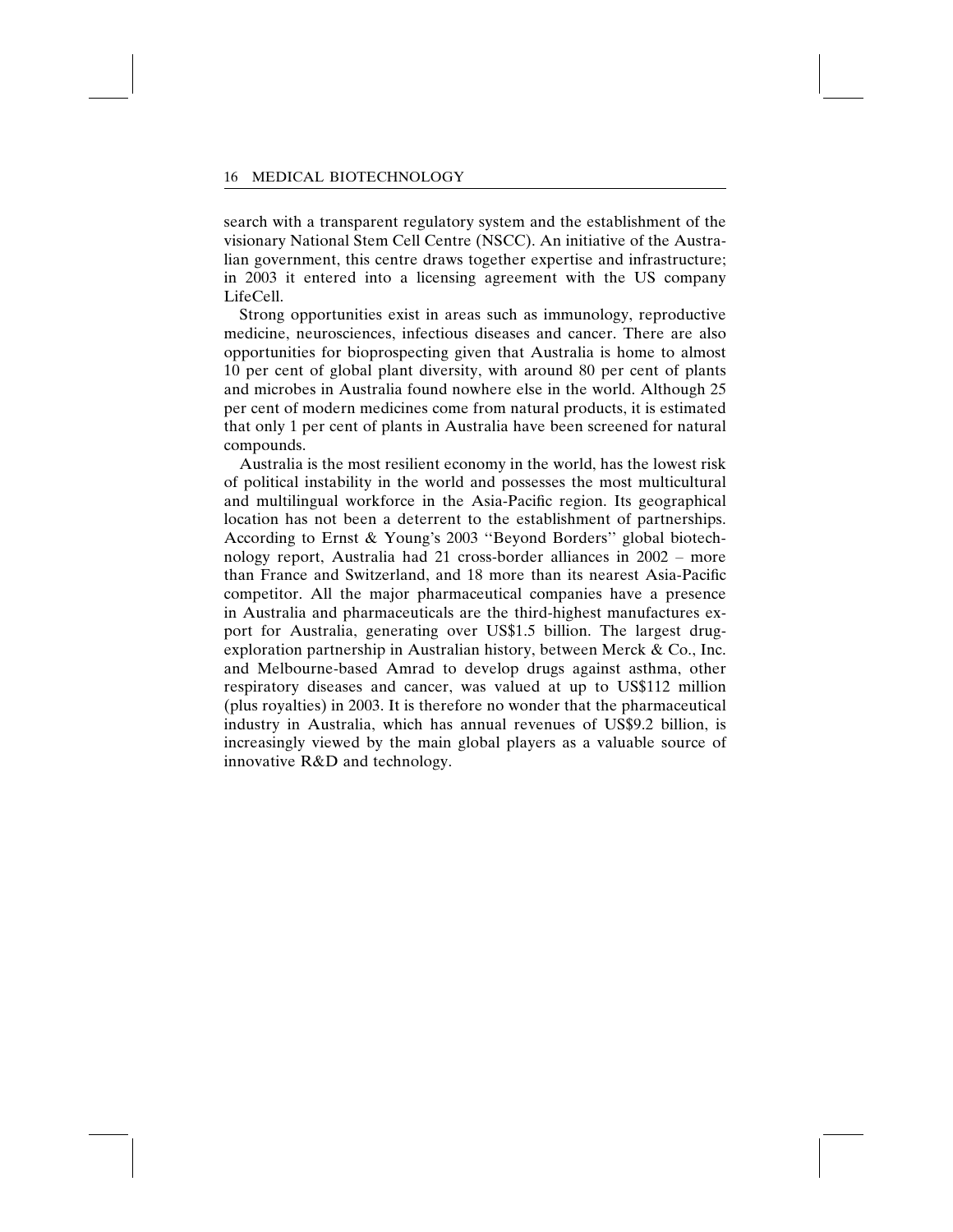search with a transparent regulatory system and the establishment of the visionary National Stem Cell Centre (NSCC). An initiative of the Australian government, this centre draws together expertise and infrastructure; in 2003 it entered into a licensing agreement with the US company LifeCell.

Strong opportunities exist in areas such as immunology, reproductive medicine, neurosciences, infectious diseases and cancer. There are also opportunities for bioprospecting given that Australia is home to almost 10 per cent of global plant diversity, with around 80 per cent of plants and microbes in Australia found nowhere else in the world. Although 25 per cent of modern medicines come from natural products, it is estimated that only 1 per cent of plants in Australia have been screened for natural compounds.

Australia is the most resilient economy in the world, has the lowest risk of political instability in the world and possesses the most multicultural and multilingual workforce in the Asia-Pacific region. Its geographical location has not been a deterrent to the establishment of partnerships. According to Ernst & Young's 2003 "Beyond Borders" global biotechnology report, Australia had 21 cross-border alliances in 2002 – more than France and Switzerland, and 18 more than its nearest Asia-Pacific competitor. All the major pharmaceutical companies have a presence in Australia and pharmaceuticals are the third-highest manufactures export for Australia, generating over US$1.5 billion. The largest drug-exploration partnership in Australian history, between Merck & Co., Inc. and Melbourne-based Amrad to develop drugs against asthma, other respiratory diseases and cancer, was valued at up to US$112 million (plus royalties) in 2003. It is therefore no wonder that the pharmaceutical industry in Australia, which has annual revenues of US$9.2 billion, is increasingly viewed by the main global players as a valuable source of innovative R&D and technology.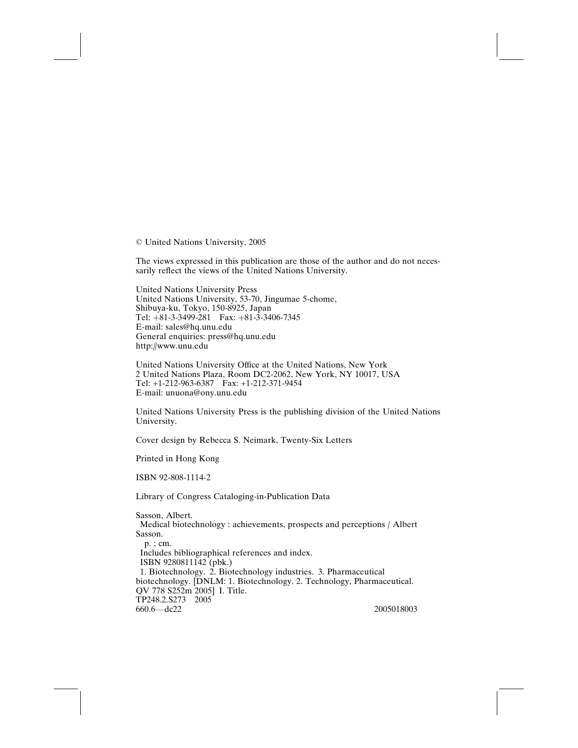© United Nations University, 2005

The views expressed in this publication are those of the author and do not necessarily reflect the views of the United Nations University.

United Nations University Press
United Nations University, 53-70, Jingumae 5-chome,
Shibuya-ku, Tokyo, 150-8925, Japan
Tel: +81-3-3499-281   Fax: +81-3-3406-7345
E-mail: sales@hq.unu.edu
General enquiries: press@hq.unu.edu
http://www.unu.edu

United Nations University Office at the United Nations, New York
2 United Nations Plaza, Room DC2-2062, New York, NY 10017, USA
Tel: +1-212-963-6387   Fax: +1-212-371-9454
E-mail: unuona@ony.unu.edu

United Nations University Press is the publishing division of the United Nations University.

Cover design by Rebecca S. Neimark, Twenty-Six Letters

Printed in Hong Kong

ISBN 92-808-1114-2

Library of Congress Cataloging-in-Publication Data

Sasson, Albert.
Medical biotechnology : achievements, prospects and perceptions / Albert Sasson.
p. ; cm.
Includes bibliographical references and index.
ISBN 9280811142 (pbk.)
1. Biotechnology. 2. Biotechnology industries. 3. Pharmaceutical biotechnology. [DNLM: 1. Biotechnology. 2. Technology, Pharmaceutical. QV 778 S252m 2005] I. Title.
TP248.2.S273 2005
660.6—dc22                                                                                    2005018003